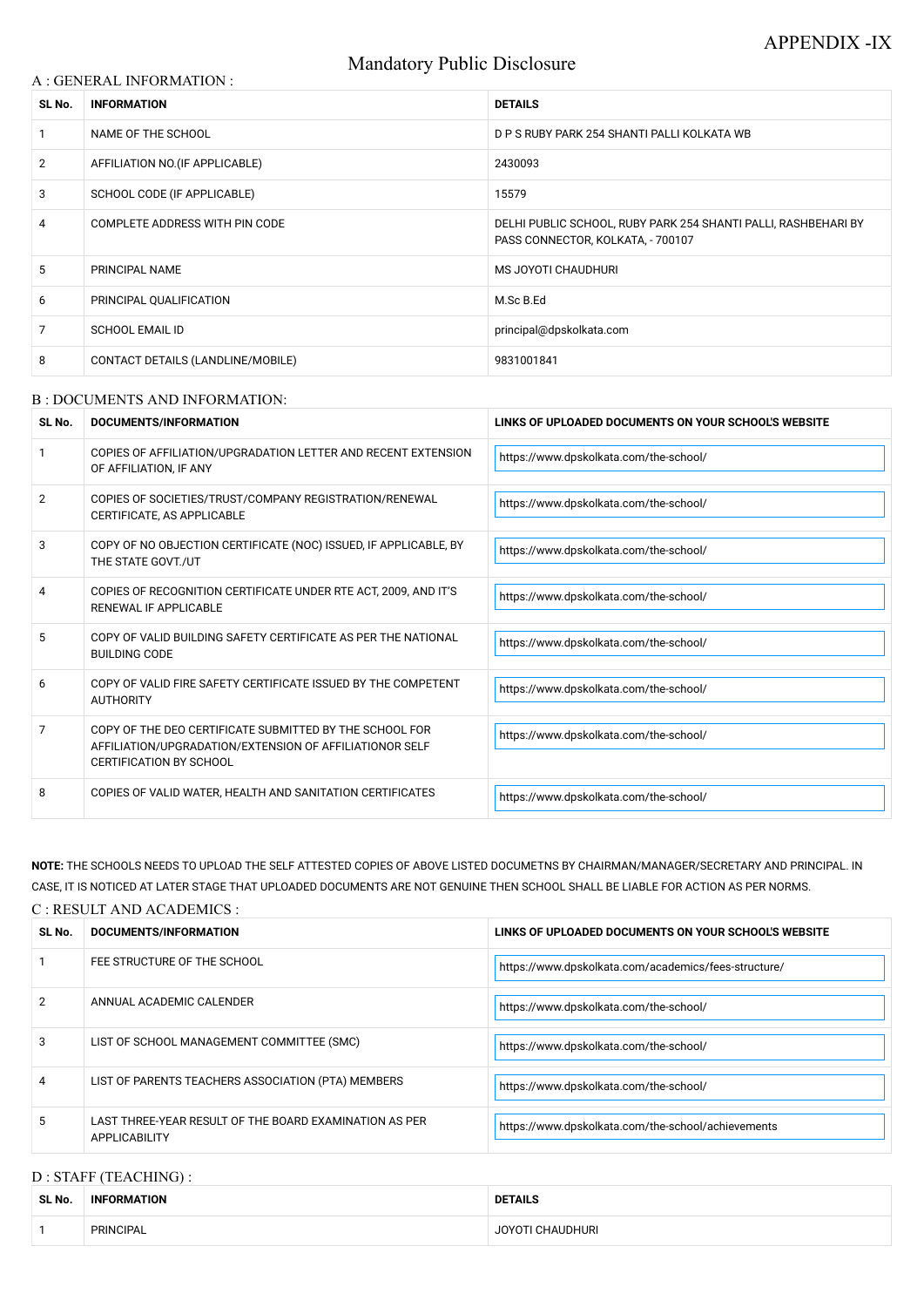APPENDIX -IX

# Mandatory Public Disclosure

## A : GENERAL INFORMATION :

| SL No. | INFORMATION | DETAILS |
|---|---|---|
| 1 | NAME OF THE SCHOOL | D P S RUBY PARK 254 SHANTI PALLI KOLKATA WB |
| 2 | AFFILIATION NO.(IF APPLICABLE) | 2430093 |
| 3 | SCHOOL CODE (IF APPLICABLE) | 15579 |
| 4 | COMPLETE ADDRESS WITH PIN CODE | DELHI PUBLIC SCHOOL, RUBY PARK 254 SHANTI PALLI, RASHBEHARI BY PASS CONNECTOR, KOLKATA, - 700107 |
| 5 | PRINCIPAL NAME | MS JOYOTI CHAUDHURI |
| 6 | PRINCIPAL QUALIFICATION | M.Sc B.Ed |
| 7 | SCHOOL EMAIL ID | principal@dpskolkata.com |
| 8 | CONTACT DETAILS (LANDLINE/MOBILE) | 9831001841 |

## B : DOCUMENTS AND INFORMATION:

| SL No. | DOCUMENTS/INFORMATION | LINKS OF UPLOADED DOCUMENTS ON YOUR SCHOOL'S WEBSITE |
|---|---|---|
| 1 | COPIES OF AFFILIATION/UPGRADATION LETTER AND RECENT EXTENSION OF AFFILIATION, IF ANY | https://www.dpskolkata.com/the-school/ |
| 2 | COPIES OF SOCIETIES/TRUST/COMPANY REGISTRATION/RENEWAL CERTIFICATE, AS APPLICABLE | https://www.dpskolkata.com/the-school/ |
| 3 | COPY OF NO OBJECTION CERTIFICATE (NOC) ISSUED, IF APPLICABLE, BY THE STATE GOVT./UT | https://www.dpskolkata.com/the-school/ |
| 4 | COPIES OF RECOGNITION CERTIFICATE UNDER RTE ACT, 2009, AND IT'S RENEWAL IF APPLICABLE | https://www.dpskolkata.com/the-school/ |
| 5 | COPY OF VALID BUILDING SAFETY CERTIFICATE AS PER THE NATIONAL BUILDING CODE | https://www.dpskolkata.com/the-school/ |
| 6 | COPY OF VALID FIRE SAFETY CERTIFICATE ISSUED BY THE COMPETENT AUTHORITY | https://www.dpskolkata.com/the-school/ |
| 7 | COPY OF THE DEO CERTIFICATE SUBMITTED BY THE SCHOOL FOR AFFILIATION/UPGRADATION/EXTENSION OF AFFILIATIONOR SELF CERTIFICATION BY SCHOOL | https://www.dpskolkata.com/the-school/ |
| 8 | COPIES OF VALID WATER, HEALTH AND SANITATION CERTIFICATES | https://www.dpskolkata.com/the-school/ |

**NOTE:** THE SCHOOLS NEEDS TO UPLOAD THE SELF ATTESTED COPIES OF ABOVE LISTED DOCUMETNS BY CHAIRMAN/MANAGER/SECRETARY AND PRINCIPAL. IN CASE, IT IS NOTICED AT LATER STAGE THAT UPLOADED DOCUMENTS ARE NOT GENUINE THEN SCHOOL SHALL BE LIABLE FOR ACTION AS PER NORMS.

## C : RESULT AND ACADEMICS :

| SL No. | DOCUMENTS/INFORMATION | LINKS OF UPLOADED DOCUMENTS ON YOUR SCHOOL'S WEBSITE |
|---|---|---|
| 1 | FEE STRUCTURE OF THE SCHOOL | https://www.dpskolkata.com/academics/fees-structure/ |
| 2 | ANNUAL ACADEMIC CALENDER | https://www.dpskolkata.com/the-school/ |
| 3 | LIST OF SCHOOL MANAGEMENT COMMITTEE (SMC) | https://www.dpskolkata.com/the-school/ |
| 4 | LIST OF PARENTS TEACHERS ASSOCIATION (PTA) MEMBERS | https://www.dpskolkata.com/the-school/ |
| 5 | LAST THREE-YEAR RESULT OF THE BOARD EXAMINATION AS PER APPLICABILITY | https://www.dpskolkata.com/the-school/achievements |

## D : STAFF (TEACHING) :

| SL No. | INFORMATION | DETAILS |
|---|---|---|
| 1 | PRINCIPAL | JOYOTI CHAUDHURI |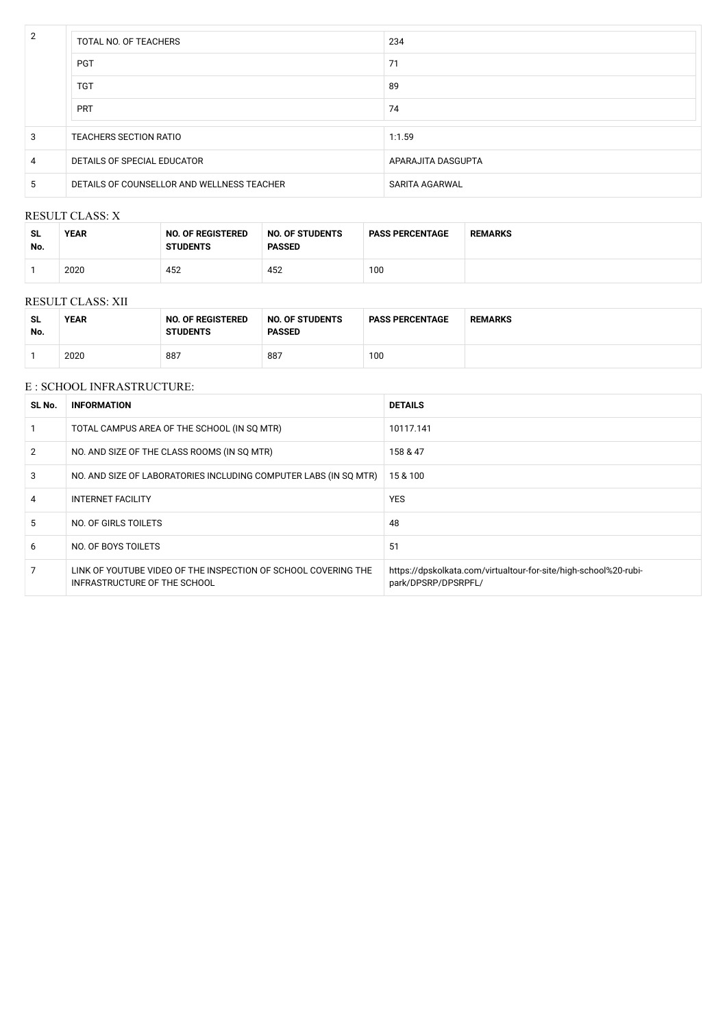| | | |
|---|---|---|
| 2 | TOTAL NO. OF TEACHERS | 234 |
| | PGT | 71 |
| | TGT | 89 |
| | PRT | 74 |
| 3 | TEACHERS SECTION RATIO | 1:1.59 |
| 4 | DETAILS OF SPECIAL EDUCATOR | APARAJITA DASGUPTA |
| 5 | DETAILS OF COUNSELLOR AND WELLNESS TEACHER | SARITA AGARWAL |

RESULT CLASS: X

| SL No. | YEAR | NO. OF REGISTERED STUDENTS | NO. OF STUDENTS PASSED | PASS PERCENTAGE | REMARKS |
|---|---|---|---|---|---|
| 1 | 2020 | 452 | 452 | 100 | |

RESULT CLASS: XII

| SL No. | YEAR | NO. OF REGISTERED STUDENTS | NO. OF STUDENTS PASSED | PASS PERCENTAGE | REMARKS |
|---|---|---|---|---|---|
| 1 | 2020 | 887 | 887 | 100 | |

E : SCHOOL INFRASTRUCTURE:

| SL No. | INFORMATION | DETAILS |
|---|---|---|
| 1 | TOTAL CAMPUS AREA OF THE SCHOOL (IN SQ MTR) | 10117.141 |
| 2 | NO. AND SIZE OF THE CLASS ROOMS (IN SQ MTR) | 158 & 47 |
| 3 | NO. AND SIZE OF LABORATORIES INCLUDING COMPUTER LABS (IN SQ MTR) | 15 & 100 |
| 4 | INTERNET FACILITY | YES |
| 5 | NO. OF GIRLS TOILETS | 48 |
| 6 | NO. OF BOYS TOILETS | 51 |
| 7 | LINK OF YOUTUBE VIDEO OF THE INSPECTION OF SCHOOL COVERING THE INFRASTRUCTURE OF THE SCHOOL | https://dpskolkata.com/virtualtour-for-site/high-school%20-rubi-park/DPSRP/DPSRPFL/ |